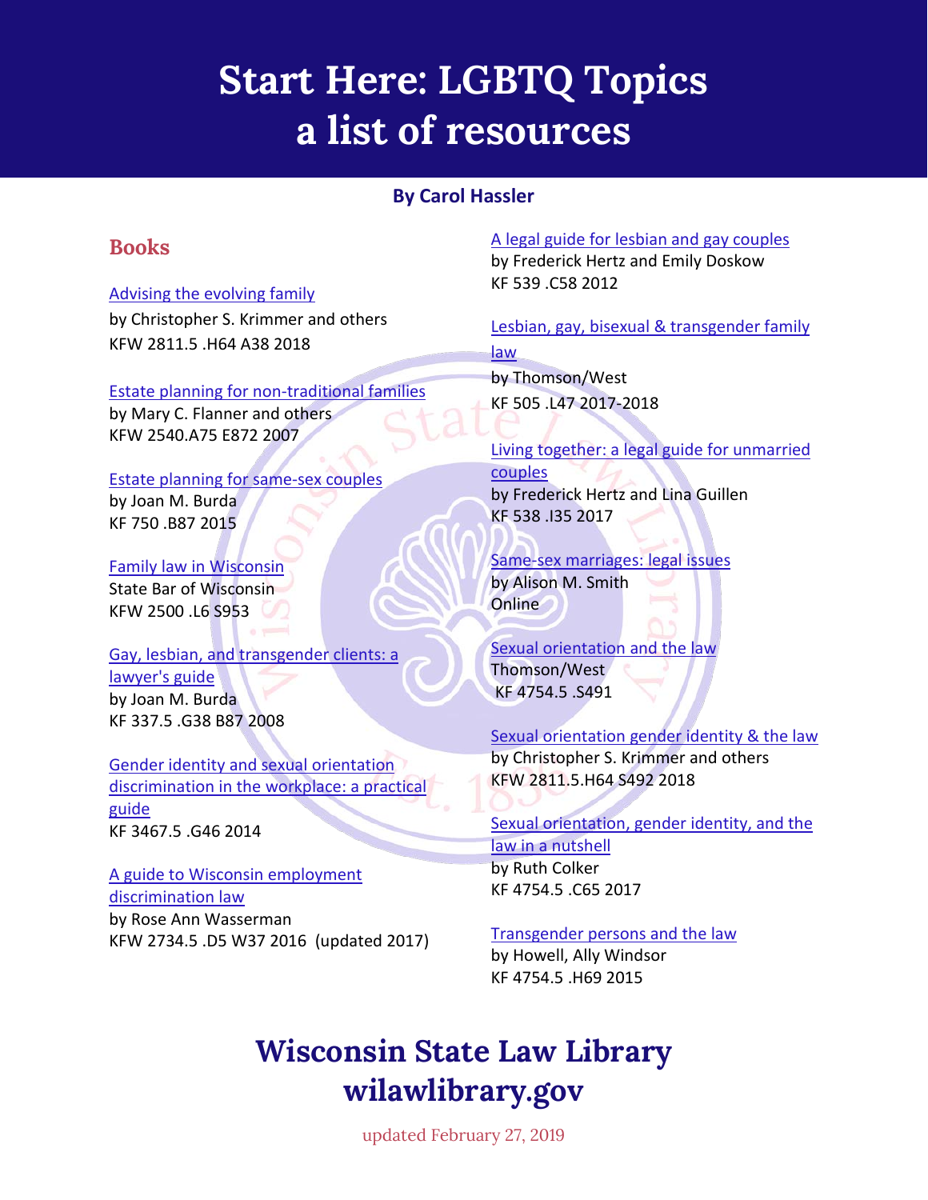# Start Here: LGBTQ Topics a list of resources

**By Carol Hassler**

## Books

Advising the evolving family
by Christopher S. Krimmer and others
KFW 2811.5 .H64 A38 2018

Estate planning for non-traditional families
by Mary C. Flanner and others
KFW 2540.A75 E872 2007

Estate planning for same-sex couples
by Joan M. Burda
KF 750 .B87 2015

Family law in Wisconsin
State Bar of Wisconsin
KFW 2500 .L6 S953

Gay, lesbian, and transgender clients: a lawyer's guide
by Joan M. Burda
KF 337.5 .G38 B87 2008

Gender identity and sexual orientation discrimination in the workplace: a practical guide
KF 3467.5 .G46 2014

A guide to Wisconsin employment discrimination law
by Rose Ann Wasserman
KFW 2734.5 .D5 W37 2016 (updated 2017)

A legal guide for lesbian and gay couples
by Frederick Hertz and Emily Doskow
KF 539 .C58 2012

Lesbian, gay, bisexual & transgender family law
by Thomson/West
KF 505 .L47 2017-2018

Living together: a legal guide for unmarried couples
by Frederick Hertz and Lina Guillen
KF 538 .I35 2017

Same-sex marriages: legal issues
by Alison M. Smith
Online

Sexual orientation and the law
Thomson/West
KF 4754.5 .S491

Sexual orientation gender identity & the law
by Christopher S. Krimmer and others
KFW 2811.5.H64 S492 2018

Sexual orientation, gender identity, and the law in a nutshell
by Ruth Colker
KF 4754.5 .C65 2017

Transgender persons and the law
by Howell, Ally Windsor
KF 4754.5 .H69 2015

## Wisconsin State Law Library
## wilawlibrary.gov

updated February 27, 2019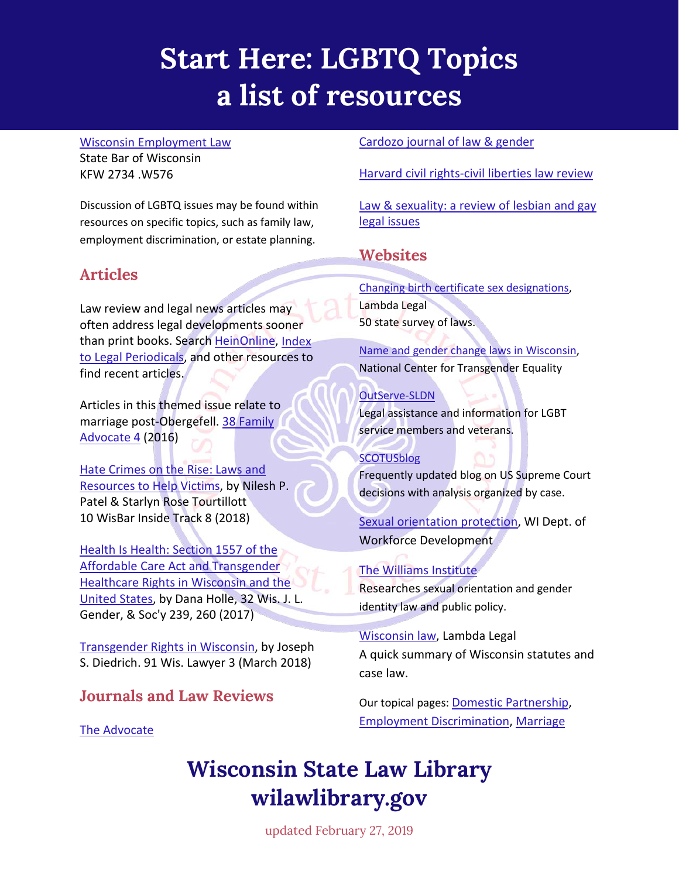# Start Here: LGBTQ Topics a list of resources

Wisconsin Employment Law
State Bar of Wisconsin
KFW 2734 .W576

Discussion of LGBTQ issues may be found within resources on specific topics, such as family law, employment discrimination, or estate planning.

## Articles

Law review and legal news articles may often address legal developments sooner than print books. Search HeinOnline, Index to Legal Periodicals, and other resources to find recent articles.

Articles in this themed issue relate to marriage post-Obergefell. 38 Family Advocate 4 (2016)

Hate Crimes on the Rise: Laws and Resources to Help Victims, by Nilesh P. Patel & Starlyn Rose Tourtillott
10 WisBar Inside Track 8 (2018)

Health Is Health: Section 1557 of the Affordable Care Act and Transgender Healthcare Rights in Wisconsin and the United States, by Dana Holle, 32 Wis. J. L. Gender, & Soc'y 239, 260 (2017)

Transgender Rights in Wisconsin, by Joseph S. Diedrich. 91 Wis. Lawyer 3 (March 2018)

## Journals and Law Reviews

The Advocate

Cardozo journal of law & gender

Harvard civil rights-civil liberties law review

Law & sexuality: a review of lesbian and gay legal issues

## Websites

Changing birth certificate sex designations, Lambda Legal
50 state survey of laws.

Name and gender change laws in Wisconsin, National Center for Transgender Equality

OutServe-SLDN
Legal assistance and information for LGBT service members and veterans.

SCOTUSblog
Frequently updated blog on US Supreme Court decisions with analysis organized by case.

Sexual orientation protection, WI Dept. of Workforce Development

The Williams Institute
Researches sexual orientation and gender identity law and public policy.

Wisconsin law, Lambda Legal
A quick summary of Wisconsin statutes and case law.

Our topical pages: Domestic Partnership, Employment Discrimination, Marriage

**Wisconsin State Law Library**
**wilawlibrary.gov**

updated February 27, 2019